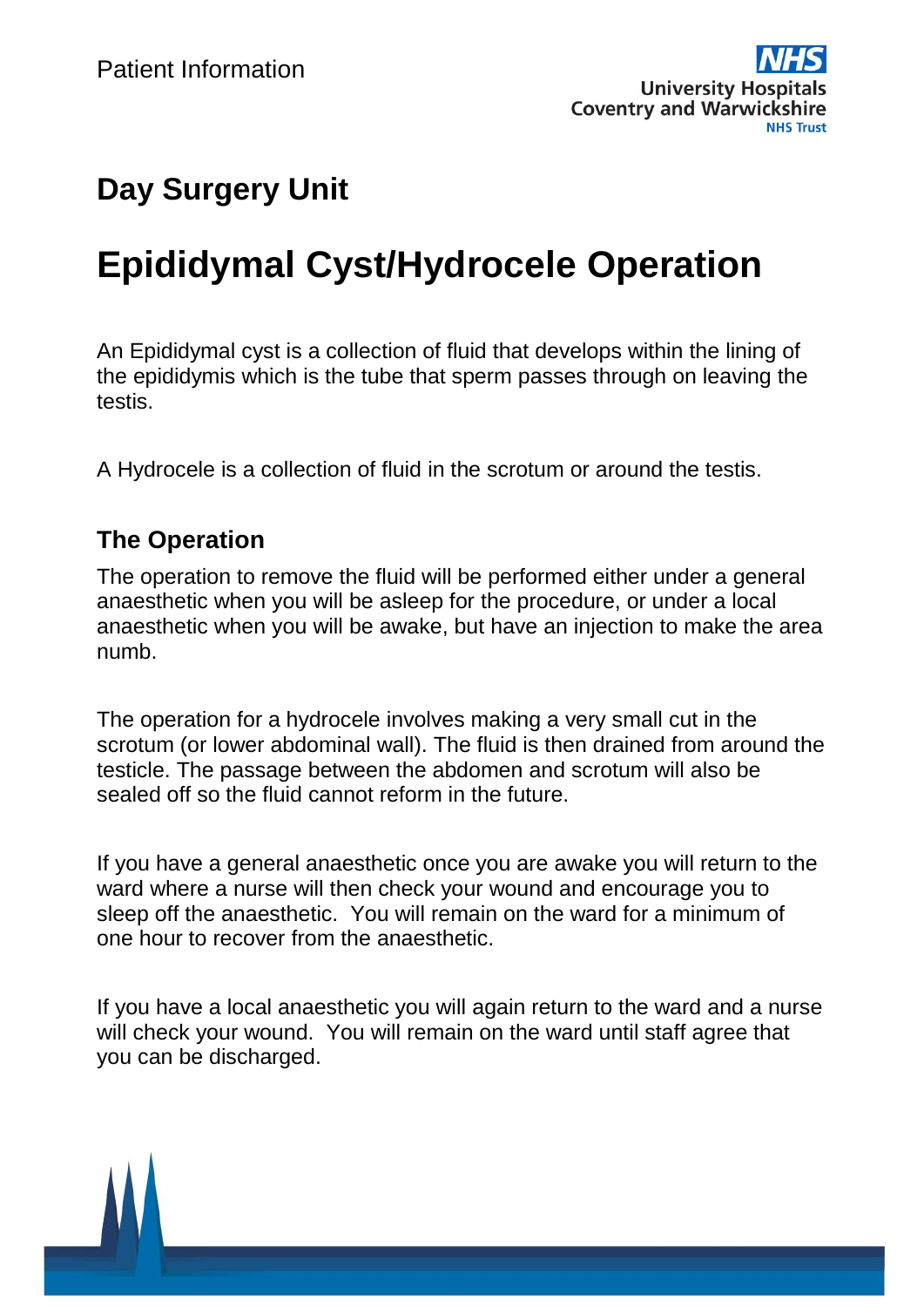Patient Information

University Hospitals Coventry and Warwickshire NHS Trust

## Day Surgery Unit

# Epididymal Cyst/Hydrocele Operation

An Epididymal cyst is a collection of fluid that develops within the lining of the epididymis which is the tube that sperm passes through on leaving the testis.

A Hydrocele is a collection of fluid in the scrotum or around the testis.

### The Operation

The operation to remove the fluid will be performed either under a general anaesthetic when you will be asleep for the procedure, or under a local anaesthetic when you will be awake, but have an injection to make the area numb.

The operation for a hydrocele involves making a very small cut in the scrotum (or lower abdominal wall). The fluid is then drained from around the testicle. The passage between the abdomen and scrotum will also be sealed off so the fluid cannot reform in the future.

If you have a general anaesthetic once you are awake you will return to the ward where a nurse will then check your wound and encourage you to sleep off the anaesthetic. You will remain on the ward for a minimum of one hour to recover from the anaesthetic.

If you have a local anaesthetic you will again return to the ward and a nurse will check your wound. You will remain on the ward until staff agree that you can be discharged.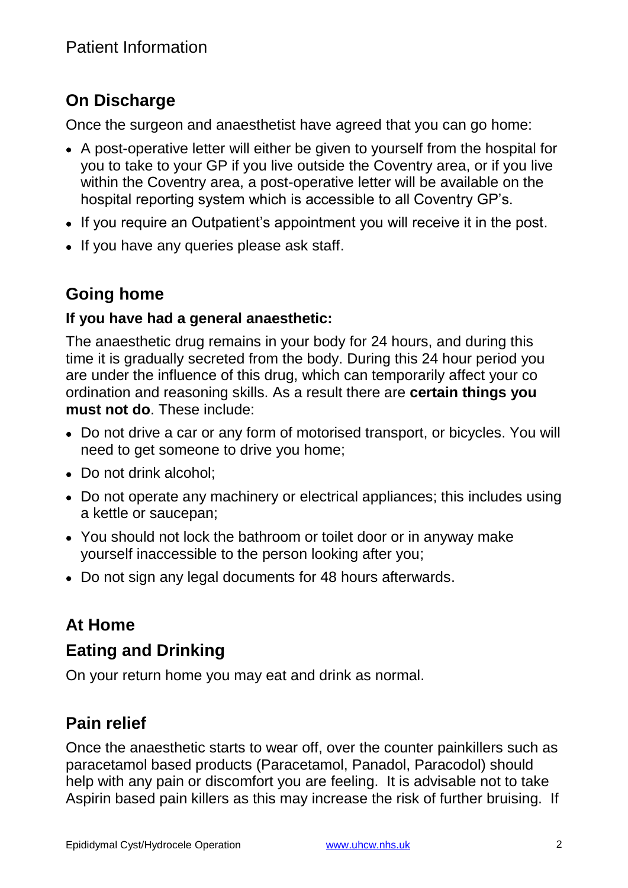## On Discharge

Once the surgeon and anaesthetist have agreed that you can go home:

- A post-operative letter will either be given to yourself from the hospital for you to take to your GP if you live outside the Coventry area, or if you live within the Coventry area, a post-operative letter will be available on the hospital reporting system which is accessible to all Coventry GP's.
- If you require an Outpatient's appointment you will receive it in the post.
- If you have any queries please ask staff.

## Going home

**If you have had a general anaesthetic:**

The anaesthetic drug remains in your body for 24 hours, and during this time it is gradually secreted from the body. During this 24 hour period you are under the influence of this drug, which can temporarily affect your co ordination and reasoning skills. As a result there are **certain things you must not do**. These include:

- Do not drive a car or any form of motorised transport, or bicycles. You will need to get someone to drive you home;
- Do not drink alcohol;
- Do not operate any machinery or electrical appliances; this includes using a kettle or saucepan;
- You should not lock the bathroom or toilet door or in anyway make yourself inaccessible to the person looking after you;
- Do not sign any legal documents for 48 hours afterwards.

## At Home

## Eating and Drinking

On your return home you may eat and drink as normal.

## Pain relief

Once the anaesthetic starts to wear off, over the counter painkillers such as paracetamol based products (Paracetamol, Panadol, Paracodol) should help with any pain or discomfort you are feeling. It is advisable not to take Aspirin based pain killers as this may increase the risk of further bruising. If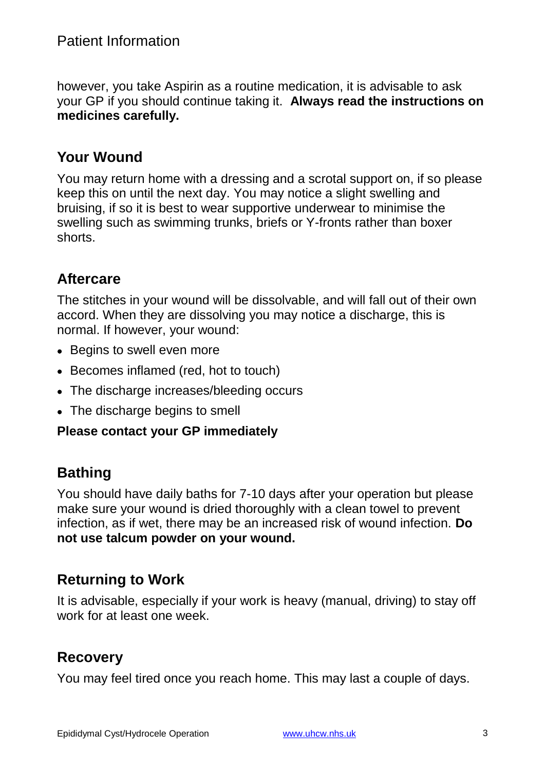however, you take Aspirin as a routine medication, it is advisable to ask your GP if you should continue taking it. **Always read the instructions on medicines carefully.**

## Your Wound

You may return home with a dressing and a scrotal support on, if so please keep this on until the next day. You may notice a slight swelling and bruising, if so it is best to wear supportive underwear to minimise the swelling such as swimming trunks, briefs or Y-fronts rather than boxer shorts.

## Aftercare

The stitches in your wound will be dissolvable, and will fall out of their own accord. When they are dissolving you may notice a discharge, this is normal. If however, your wound:

- Begins to swell even more
- Becomes inflamed (red, hot to touch)
- The discharge increases/bleeding occurs
- The discharge begins to smell

**Please contact your GP immediately**

## Bathing

You should have daily baths for 7-10 days after your operation but please make sure your wound is dried thoroughly with a clean towel to prevent infection, as if wet, there may be an increased risk of wound infection. **Do not use talcum powder on your wound.**

## Returning to Work

It is advisable, especially if your work is heavy (manual, driving) to stay off work for at least one week.

## Recovery

You may feel tired once you reach home. This may last a couple of days.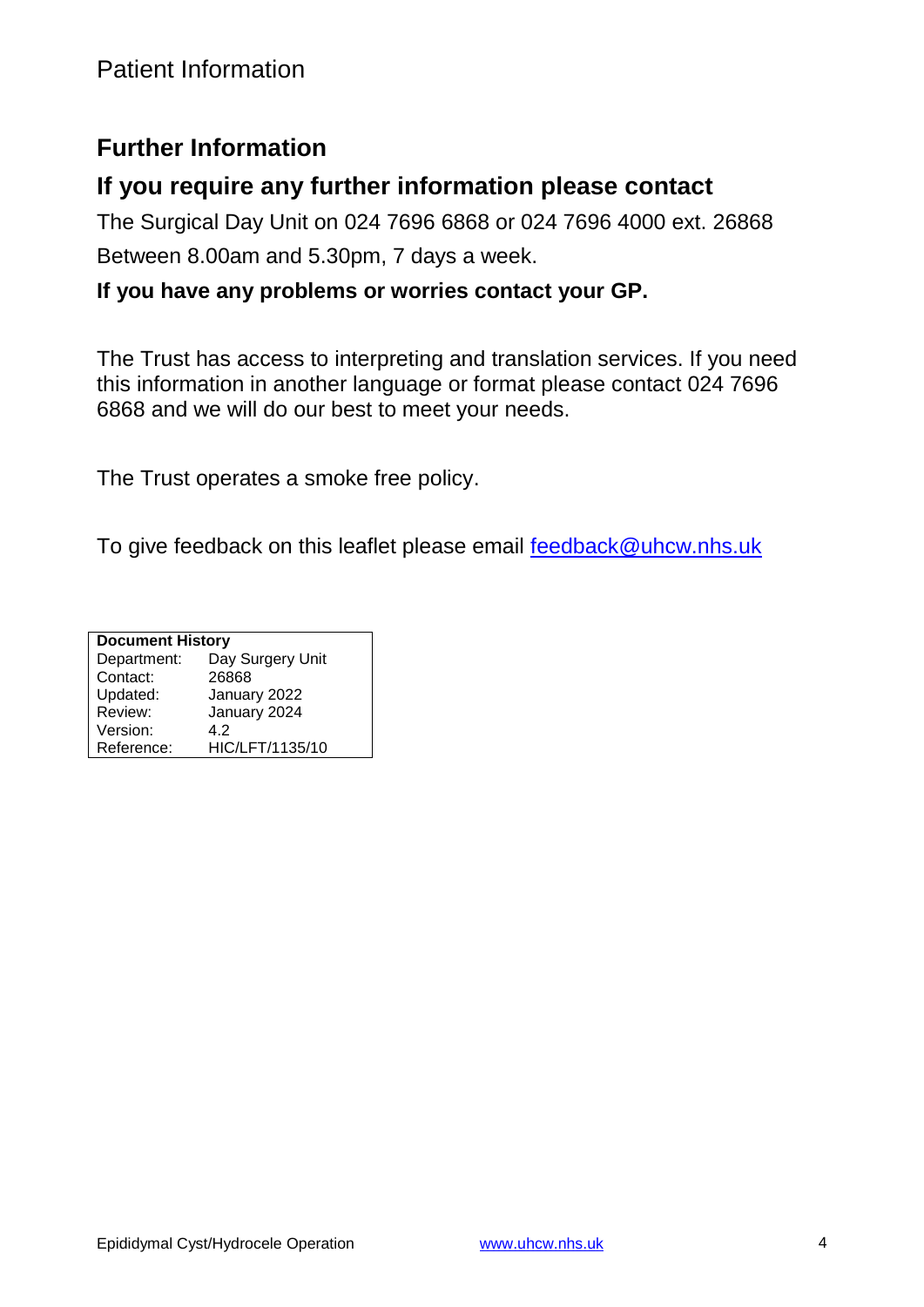Patient Information

## Further Information

### If you require any further information please contact

The Surgical Day Unit on 024 7696 6868 or 024 7696 4000 ext. 26868

Between 8.00am and 5.30pm, 7 days a week.

**If you have any problems or worries contact your GP.**

The Trust has access to interpreting and translation services. If you need this information in another language or format please contact 024 7696 6868 and we will do our best to meet your needs.

The Trust operates a smoke free policy.

To give feedback on this leaflet please email feedback@uhcw.nhs.uk

| **Document History** | |
| --- | --- |
| Department: | Day Surgery Unit |
| Contact: | 26868 |
| Updated: | January 2022 |
| Review: | January 2024 |
| Version: | 4.2 |
| Reference: | HIC/LFT/1135/10 |